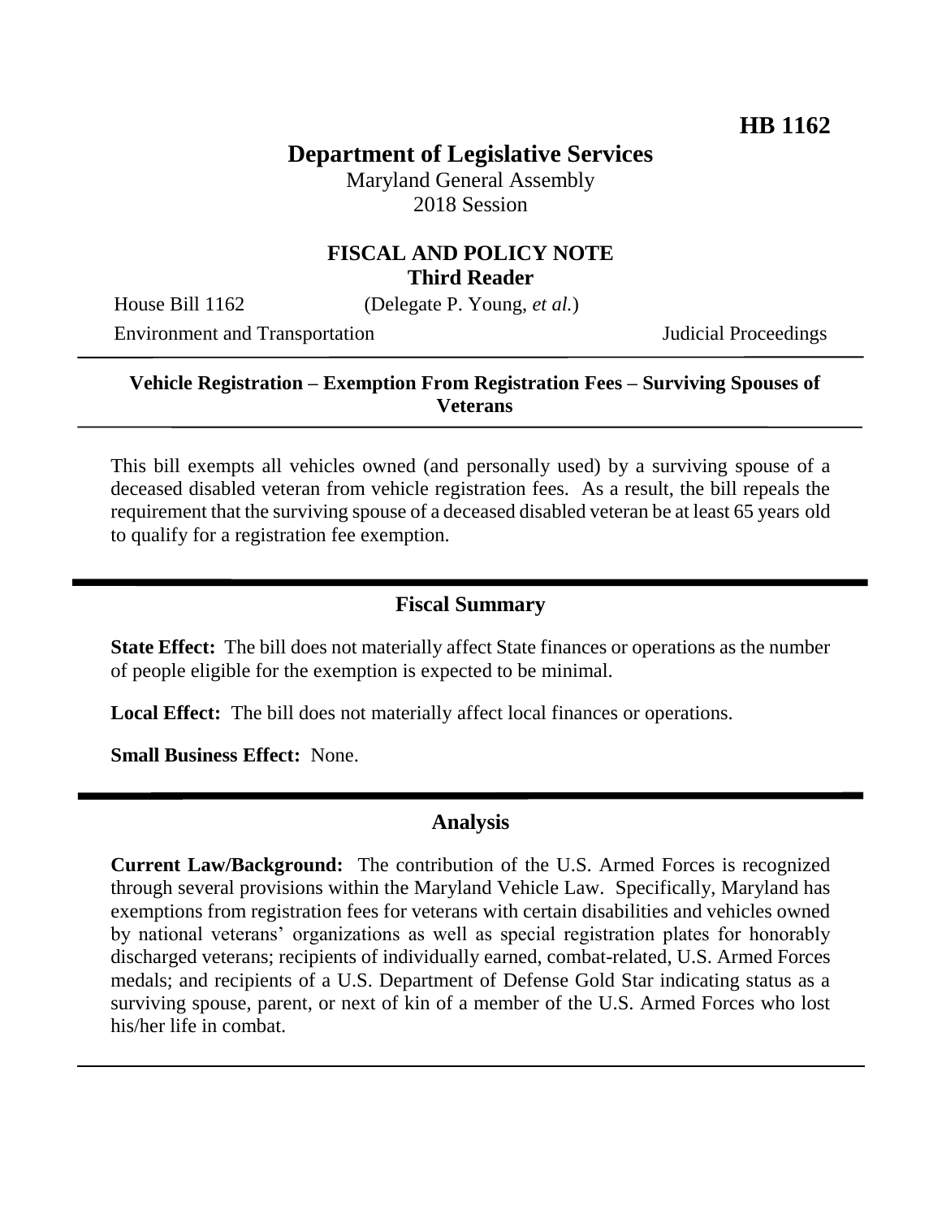**HB 1162**

# Department of Legislative Services

Maryland General Assembly
2018 Session

## FISCAL AND POLICY NOTE
**Third Reader**

House Bill 1162 (Delegate P. Young, *et al.*)
Environment and Transportation Judicial Proceedings

---

**Vehicle Registration – Exemption From Registration Fees – Surviving Spouses of Veterans**

---

This bill exempts all vehicles owned (and personally used) by a surviving spouse of a deceased disabled veteran from vehicle registration fees. As a result, the bill repeals the requirement that the surviving spouse of a deceased disabled veteran be at least 65 years old to qualify for a registration fee exemption.

## Fiscal Summary

**State Effect:** The bill does not materially affect State finances or operations as the number of people eligible for the exemption is expected to be minimal.

**Local Effect:** The bill does not materially affect local finances or operations.

**Small Business Effect:** None.

## Analysis

**Current Law/Background:** The contribution of the U.S. Armed Forces is recognized through several provisions within the Maryland Vehicle Law. Specifically, Maryland has exemptions from registration fees for veterans with certain disabilities and vehicles owned by national veterans' organizations as well as special registration plates for honorably discharged veterans; recipients of individually earned, combat-related, U.S. Armed Forces medals; and recipients of a U.S. Department of Defense Gold Star indicating status as a surviving spouse, parent, or next of kin of a member of the U.S. Armed Forces who lost his/her life in combat.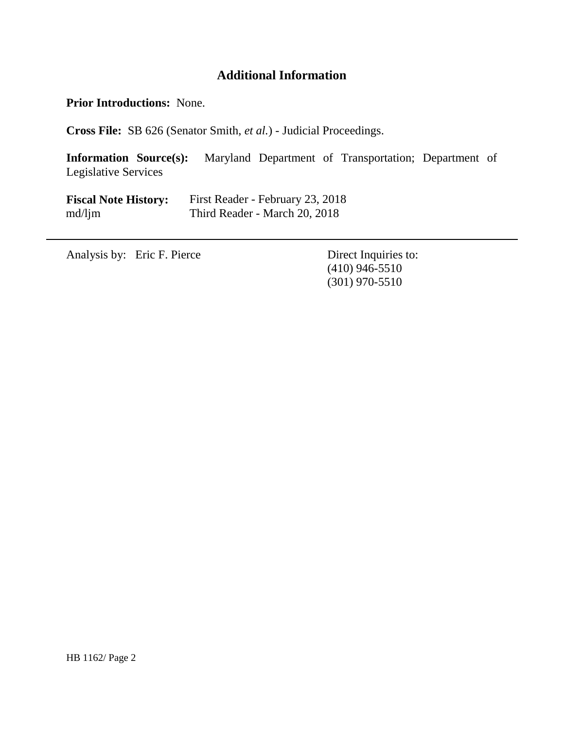## Additional Information

**Prior Introductions:** None.

**Cross File:** SB 626 (Senator Smith, *et al.*) - Judicial Proceedings.

**Information Source(s):** Maryland Department of Transportation; Department of Legislative Services

**Fiscal Note History:** First Reader - February 23, 2018
md/ljm Third Reader - March 20, 2018

---

Analysis by: Eric F. Pierce

Direct Inquiries to:
(410) 946-5510
(301) 970-5510